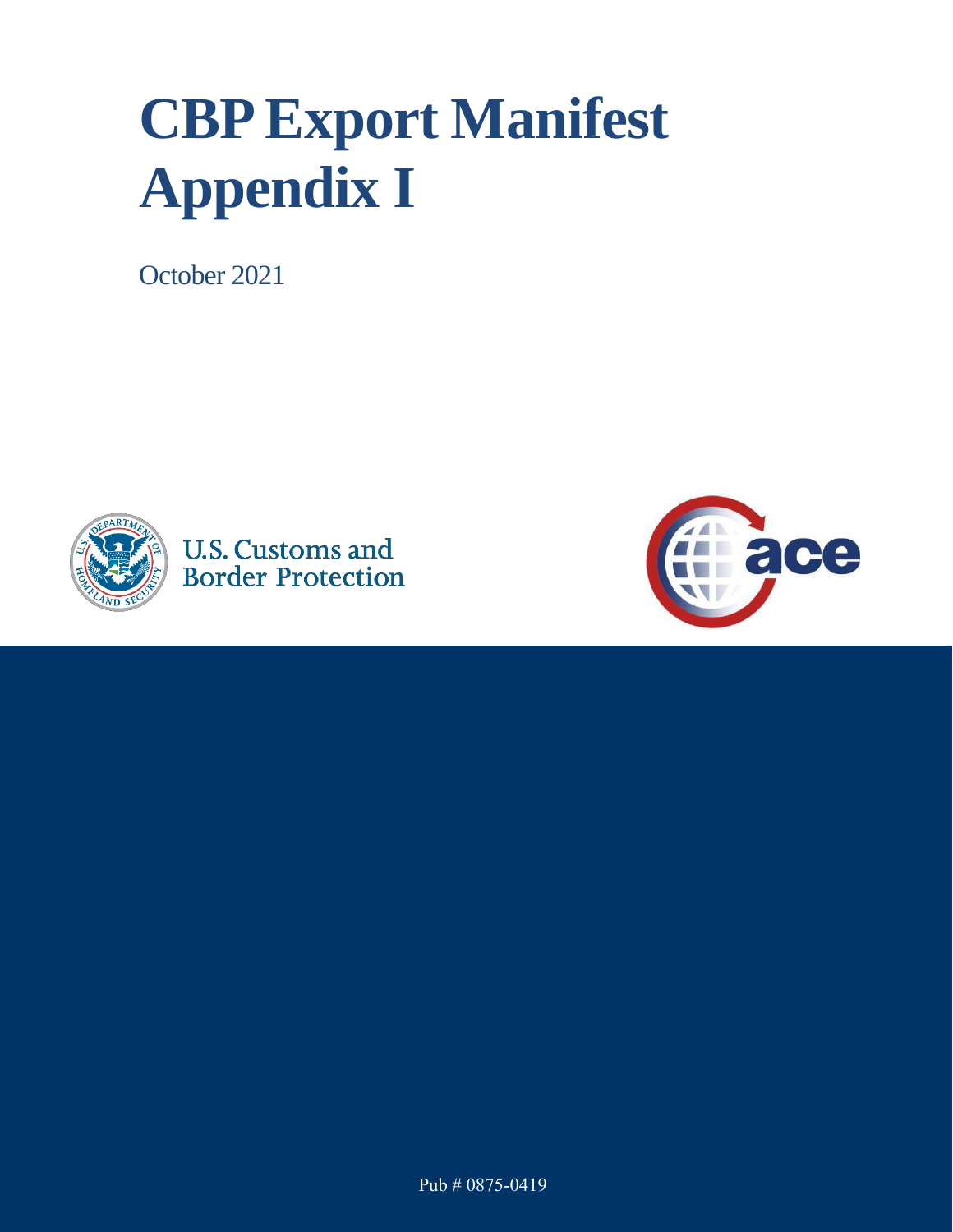# CBP Export Manifest Appendix I

October 2021

U.S. Customs and Border Protection

Pub # 0875-0419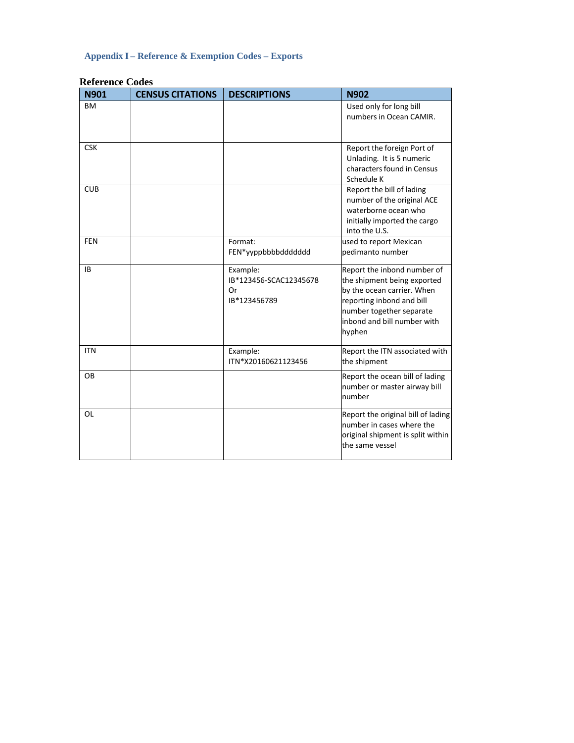## Appendix I – Reference & Exemption Codes – Exports

### Reference Codes

| N901 | CENSUS CITATIONS | DESCRIPTIONS | N902 |
|---|---|---|---|
| BM | | | Used only for long bill numbers in Ocean CAMIR. |
| CSK | | | Report the foreign Port of Unlading. It is 5 numeric characters found in Census Schedule K |
| CUB | | | Report the bill of lading number of the original ACE waterborne ocean who initially imported the cargo into the U.S. |
| FEN | | Format: FEN*yyppbbbbddddddd | used to report Mexican pedimanto number |
| IB | | Example: IB*123456-SCAC12345678 Or IB*123456789 | Report the inbond number of the shipment being exported by the ocean carrier. When reporting inbond and bill number together separate inbond and bill number with hyphen |
| ITN | | Example: ITN*X20160621123456 | Report the ITN associated with the shipment |
| OB | | | Report the ocean bill of lading number or master airway bill number |
| OL | | | Report the original bill of lading number in cases where the original shipment is split within the same vessel |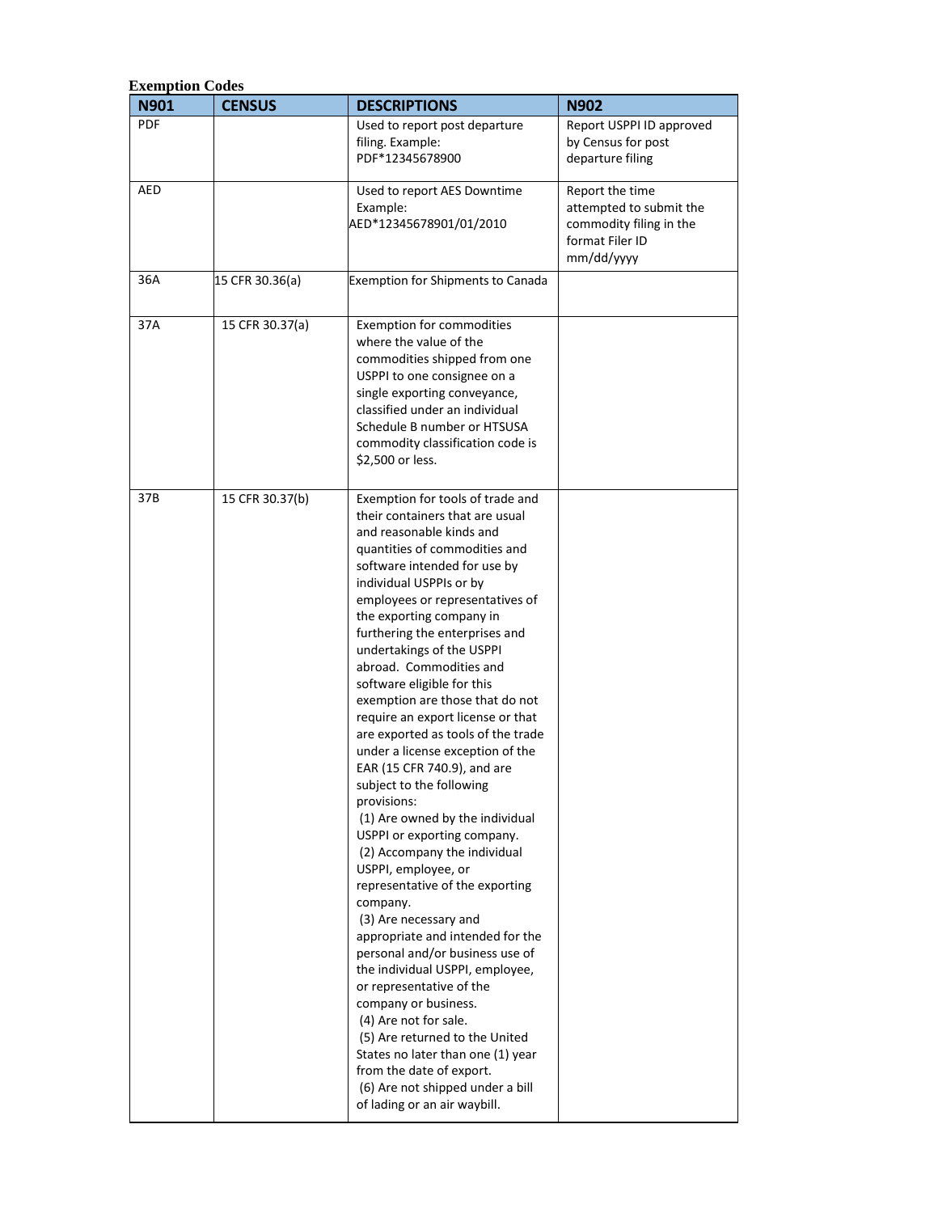**Exemption Codes**

| N901 | CENSUS | DESCRIPTIONS | N902 |
|---|---|---|---|
| PDF | | Used to report post departure filing. Example: PDF*12345678900 | Report USPPI ID approved by Census for post departure filing |
| AED | | Used to report AES Downtime Example: AED*12345678901/01/2010 | Report the time attempted to submit the commodity filing in the format Filer ID mm/dd/yyyy |
| 36A | 15 CFR 30.36(a) | Exemption for Shipments to Canada | |
| 37A | 15 CFR 30.37(a) | Exemption for commodities where the value of the commodities shipped from one USPPI to one consignee on a single exporting conveyance, classified under an individual Schedule B number or HTSUSA commodity classification code is $2,500 or less. | |
| 37B | 15 CFR 30.37(b) | Exemption for tools of trade and their containers that are usual and reasonable kinds and quantities of commodities and software intended for use by individual USPPIs or by employees or representatives of the exporting company in furthering the enterprises and undertakings of the USPPI abroad. Commodities and software eligible for this exemption are those that do not require an export license or that are exported as tools of the trade under a license exception of the EAR (15 CFR 740.9), and are subject to the following provisions: (1) Are owned by the individual USPPI or exporting company. (2) Accompany the individual USPPI, employee, or representative of the exporting company. (3) Are necessary and appropriate and intended for the personal and/or business use of the individual USPPI, employee, or representative of the company or business. (4) Are not for sale. (5) Are returned to the United States no later than one (1) year from the date of export. (6) Are not shipped under a bill of lading or an air waybill. | |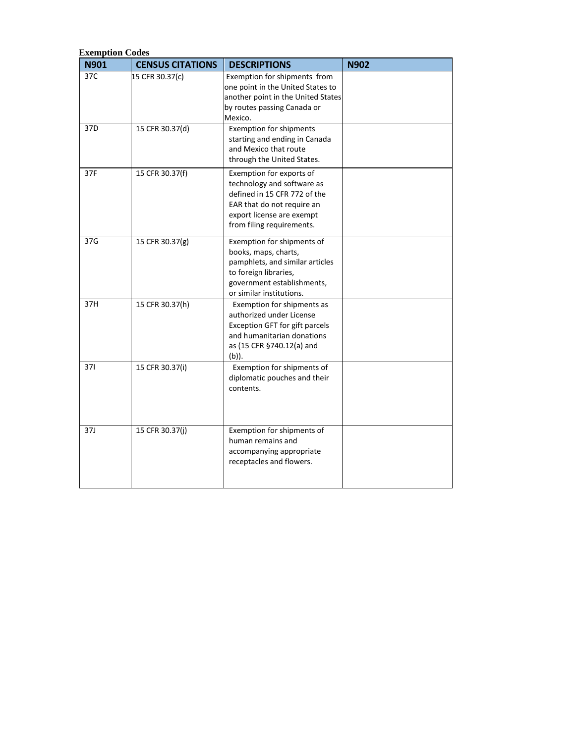**Exemption Codes**

| N901 | CENSUS CITATIONS | DESCRIPTIONS | N902 |
|---|---|---|---|
| 37C | 15 CFR 30.37(c) | Exemption for shipments from one point in the United States to another point in the United States by routes passing Canada or Mexico. | |
| 37D | 15 CFR 30.37(d) | Exemption for shipments starting and ending in Canada and Mexico that route through the United States. | |
| 37F | 15 CFR 30.37(f) | Exemption for exports of technology and software as defined in 15 CFR 772 of the EAR that do not require an export license are exempt from filing requirements. | |
| 37G | 15 CFR 30.37(g) | Exemption for shipments of books, maps, charts, pamphlets, and similar articles to foreign libraries, government establishments, or similar institutions. | |
| 37H | 15 CFR 30.37(h) | Exemption for shipments as authorized under License Exception GFT for gift parcels and humanitarian donations as (15 CFR §740.12(a) and (b)). | |
| 37I | 15 CFR 30.37(i) | Exemption for shipments of diplomatic pouches and their contents. | |
| 37J | 15 CFR 30.37(j) | Exemption for shipments of human remains and accompanying appropriate receptacles and flowers. | |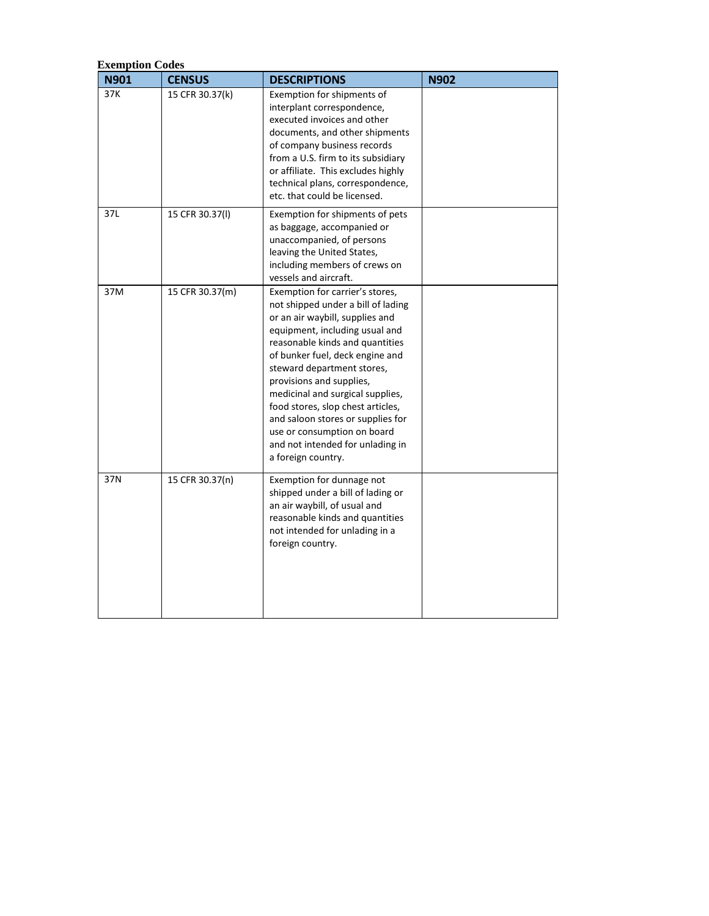**Exemption Codes**

| N901 | CENSUS | DESCRIPTIONS | N902 |
| --- | --- | --- | --- |
| 37K | 15 CFR 30.37(k) | Exemption for shipments of interplant correspondence, executed invoices and other documents, and other shipments of company business records from a U.S. firm to its subsidiary or affiliate. This excludes highly technical plans, correspondence, etc. that could be licensed. | |
| 37L | 15 CFR 30.37(l) | Exemption for shipments of pets as baggage, accompanied or unaccompanied, of persons leaving the United States, including members of crews on vessels and aircraft. | |
| 37M | 15 CFR 30.37(m) | Exemption for carrier's stores, not shipped under a bill of lading or an air waybill, supplies and equipment, including usual and reasonable kinds and quantities of bunker fuel, deck engine and steward department stores, provisions and supplies, medicinal and surgical supplies, food stores, slop chest articles, and saloon stores or supplies for use or consumption on board and not intended for unlading in a foreign country. | |
| 37N | 15 CFR 30.37(n) | Exemption for dunnage not shipped under a bill of lading or an air waybill, of usual and reasonable kinds and quantities not intended for unlading in a foreign country. | |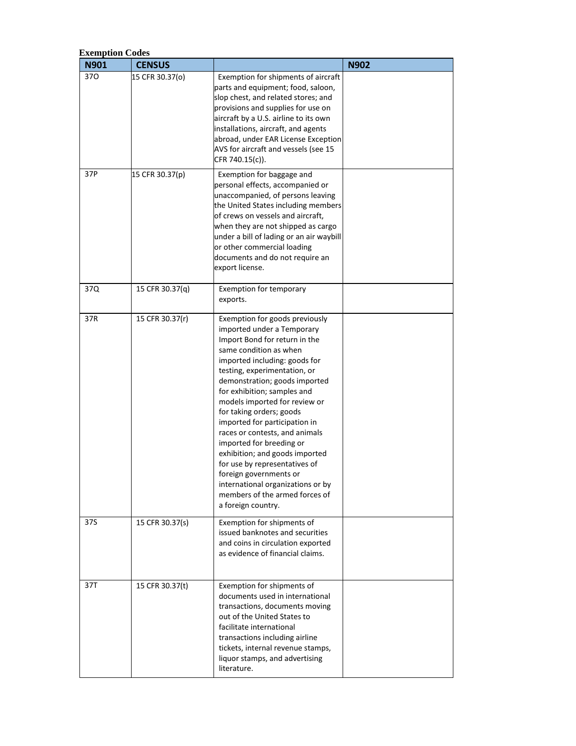**Exemption Codes**

| N901 | CENSUS | | N902 |
|---|---|---|---|
| 37O | 15 CFR 30.37(o) | Exemption for shipments of aircraft parts and equipment; food, saloon, slop chest, and related stores; and provisions and supplies for use on aircraft by a U.S. airline to its own installations, aircraft, and agents abroad, under EAR License Exception AVS for aircraft and vessels (see 15 CFR 740.15(c)). | |
| 37P | 15 CFR 30.37(p) | Exemption for baggage and personal effects, accompanied or unaccompanied, of persons leaving the United States including members of crews on vessels and aircraft, when they are not shipped as cargo under a bill of lading or an air waybill or other commercial loading documents and do not require an export license. | |
| 37Q | 15 CFR 30.37(q) | Exemption for temporary exports. | |
| 37R | 15 CFR 30.37(r) | Exemption for goods previously imported under a Temporary Import Bond for return in the same condition as when imported including: goods for testing, experimentation, or demonstration; goods imported for exhibition; samples and models imported for review or for taking orders; goods imported for participation in races or contests, and animals imported for breeding or exhibition; and goods imported for use by representatives of foreign governments or international organizations or by members of the armed forces of a foreign country. | |
| 37S | 15 CFR 30.37(s) | Exemption for shipments of issued banknotes and securities and coins in circulation exported as evidence of financial claims. | |
| 37T | 15 CFR 30.37(t) | Exemption for shipments of documents used in international transactions, documents moving out of the United States to facilitate international transactions including airline tickets, internal revenue stamps, liquor stamps, and advertising literature. | |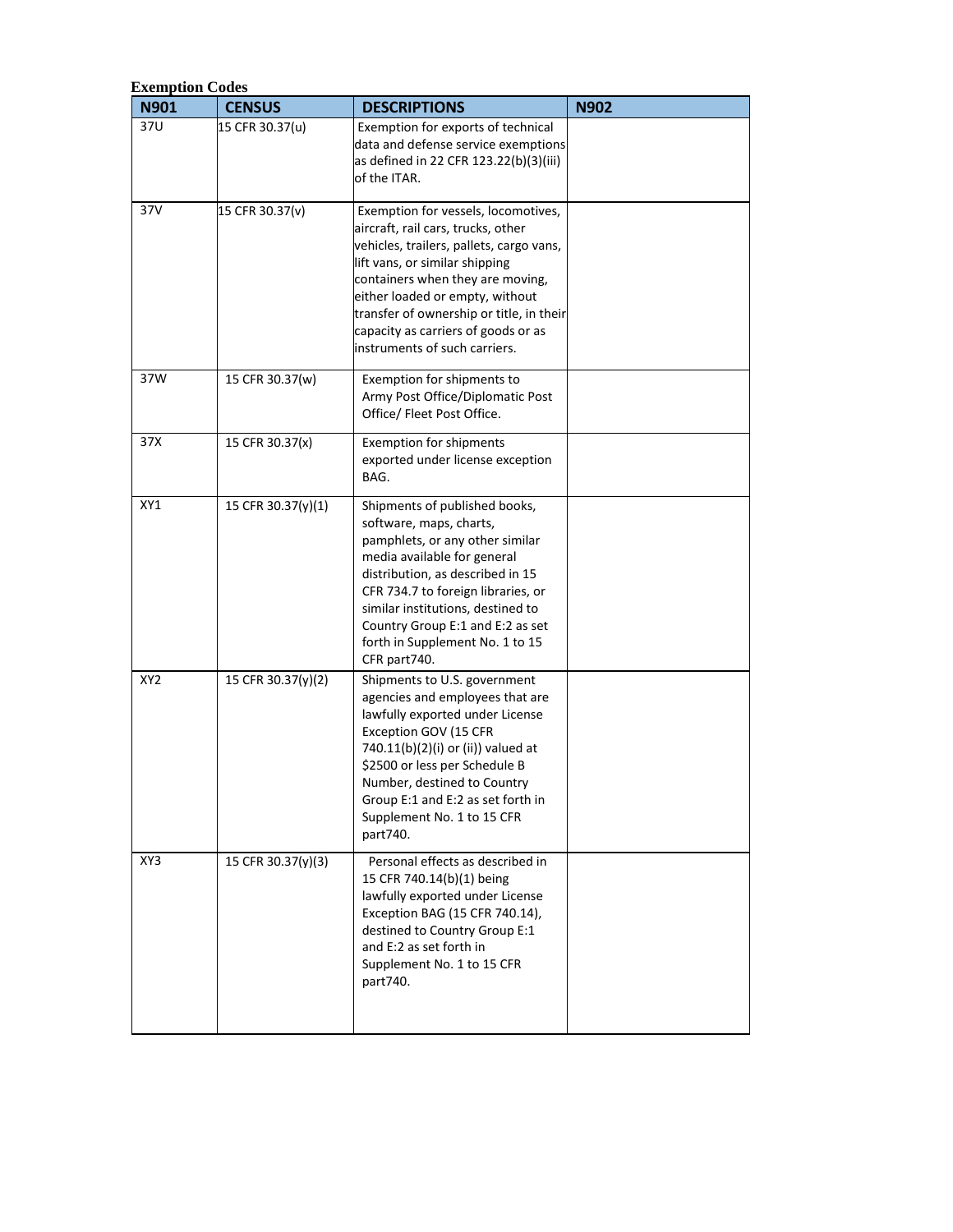**Exemption Codes**

| N901 | CENSUS | DESCRIPTIONS | N902 |
| --- | --- | --- | --- |
| 37U | 15 CFR 30.37(u) | Exemption for exports of technical data and defense service exemptions as defined in 22 CFR 123.22(b)(3)(iii) of the ITAR. | |
| 37V | 15 CFR 30.37(v) | Exemption for vessels, locomotives, aircraft, rail cars, trucks, other vehicles, trailers, pallets, cargo vans, lift vans, or similar shipping containers when they are moving, either loaded or empty, without transfer of ownership or title, in their capacity as carriers of goods or as instruments of such carriers. | |
| 37W | 15 CFR 30.37(w) | Exemption for shipments to Army Post Office/Diplomatic Post Office/ Fleet Post Office. | |
| 37X | 15 CFR 30.37(x) | Exemption for shipments exported under license exception BAG. | |
| XY1 | 15 CFR 30.37(y)(1) | Shipments of published books, software, maps, charts, pamphlets, or any other similar media available for general distribution, as described in 15 CFR 734.7 to foreign libraries, or similar institutions, destined to Country Group E:1 and E:2 as set forth in Supplement No. 1 to 15 CFR part740. | |
| XY2 | 15 CFR 30.37(y)(2) | Shipments to U.S. government agencies and employees that are lawfully exported under License Exception GOV (15 CFR 740.11(b)(2)(i) or (ii)) valued at $2500 or less per Schedule B Number, destined to Country Group E:1 and E:2 as set forth in Supplement No. 1 to 15 CFR part740. | |
| XY3 | 15 CFR 30.37(y)(3) | Personal effects as described in 15 CFR 740.14(b)(1) being lawfully exported under License Exception BAG (15 CFR 740.14), destined to Country Group E:1 and E:2 as set forth in Supplement No. 1 to 15 CFR part740. | |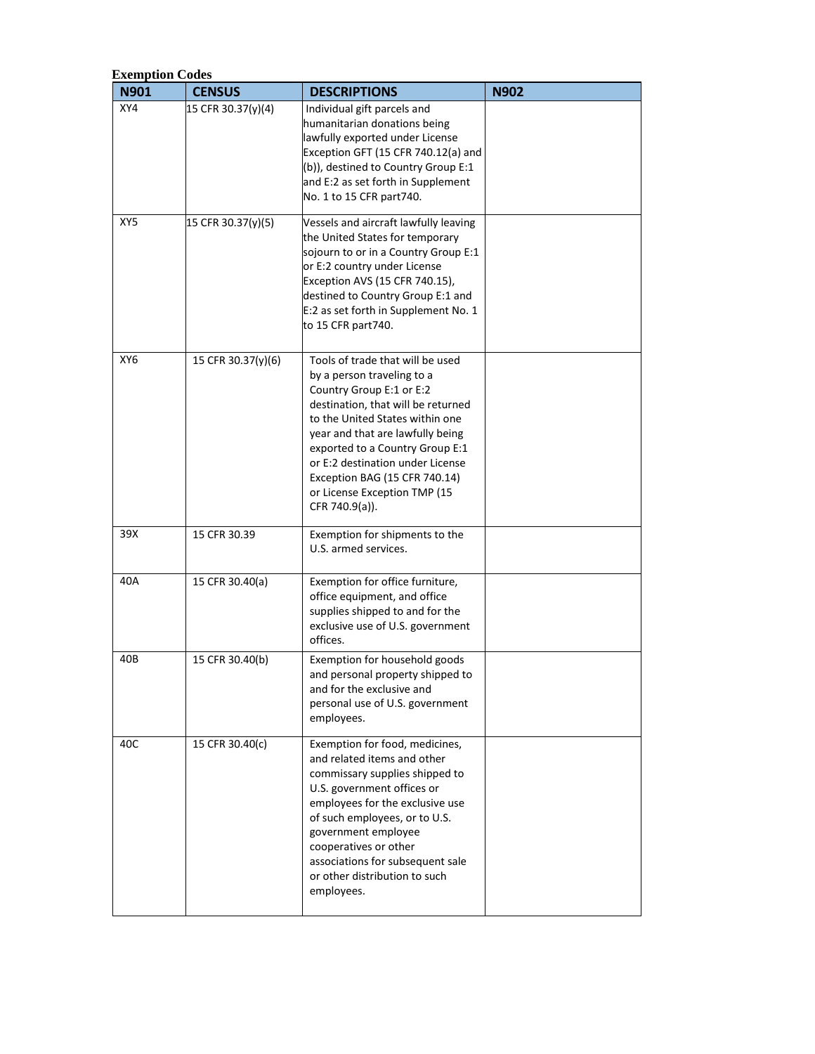**Exemption Codes**

| N901 | CENSUS | DESCRIPTIONS | N902 |
|---|---|---|---|
| XY4 | 15 CFR 30.37(y)(4) | Individual gift parcels and humanitarian donations being lawfully exported under License Exception GFT (15 CFR 740.12(a) and (b)), destined to Country Group E:1 and E:2 as set forth in Supplement No. 1 to 15 CFR part740. | |
| XY5 | 15 CFR 30.37(y)(5) | Vessels and aircraft lawfully leaving the United States for temporary sojourn to or in a Country Group E:1 or E:2 country under License Exception AVS (15 CFR 740.15), destined to Country Group E:1 and E:2 as set forth in Supplement No. 1 to 15 CFR part740. | |
| XY6 | 15 CFR 30.37(y)(6) | Tools of trade that will be used by a person traveling to a Country Group E:1 or E:2 destination, that will be returned to the United States within one year and that are lawfully being exported to a Country Group E:1 or E:2 destination under License Exception BAG (15 CFR 740.14) or License Exception TMP (15 CFR 740.9(a)). | |
| 39X | 15 CFR 30.39 | Exemption for shipments to the U.S. armed services. | |
| 40A | 15 CFR 30.40(a) | Exemption for office furniture, office equipment, and office supplies shipped to and for the exclusive use of U.S. government offices. | |
| 40B | 15 CFR 30.40(b) | Exemption for household goods and personal property shipped to and for the exclusive and personal use of U.S. government employees. | |
| 40C | 15 CFR 30.40(c) | Exemption for food, medicines, and related items and other commissary supplies shipped to U.S. government offices or employees for the exclusive use of such employees, or to U.S. government employee cooperatives or other associations for subsequent sale or other distribution to such employees. | |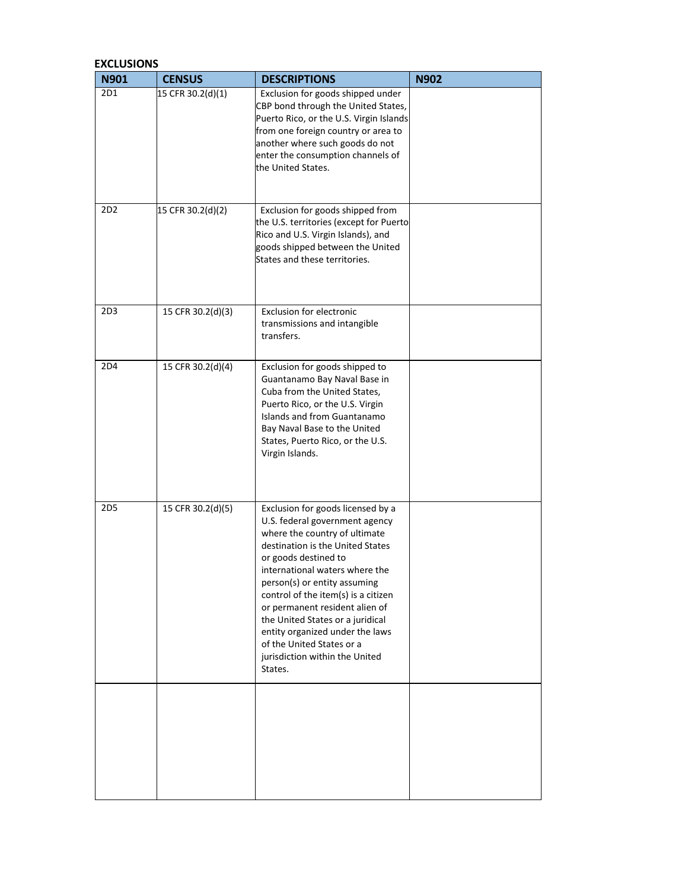**EXCLUSIONS**

| N901 | CENSUS | DESCRIPTIONS | N902 |
|---|---|---|---|
| 2D1 | 15 CFR 30.2(d)(1) | Exclusion for goods shipped under CBP bond through the United States, Puerto Rico, or the U.S. Virgin Islands from one foreign country or area to another where such goods do not enter the consumption channels of the United States. | |
| 2D2 | 15 CFR 30.2(d)(2) | Exclusion for goods shipped from the U.S. territories (except for Puerto Rico and U.S. Virgin Islands), and goods shipped between the United States and these territories. | |
| 2D3 | 15 CFR 30.2(d)(3) | Exclusion for electronic transmissions and intangible transfers. | |
| 2D4 | 15 CFR 30.2(d)(4) | Exclusion for goods shipped to Guantanamo Bay Naval Base in Cuba from the United States, Puerto Rico, or the U.S. Virgin Islands and from Guantanamo Bay Naval Base to the United States, Puerto Rico, or the U.S. Virgin Islands. | |
| 2D5 | 15 CFR 30.2(d)(5) | Exclusion for goods licensed by a U.S. federal government agency where the country of ultimate destination is the United States or goods destined to international waters where the person(s) or entity assuming control of the item(s) is a citizen or permanent resident alien of the United States or a juridical entity organized under the laws of the United States or a jurisdiction within the United States. | |
| | | | |